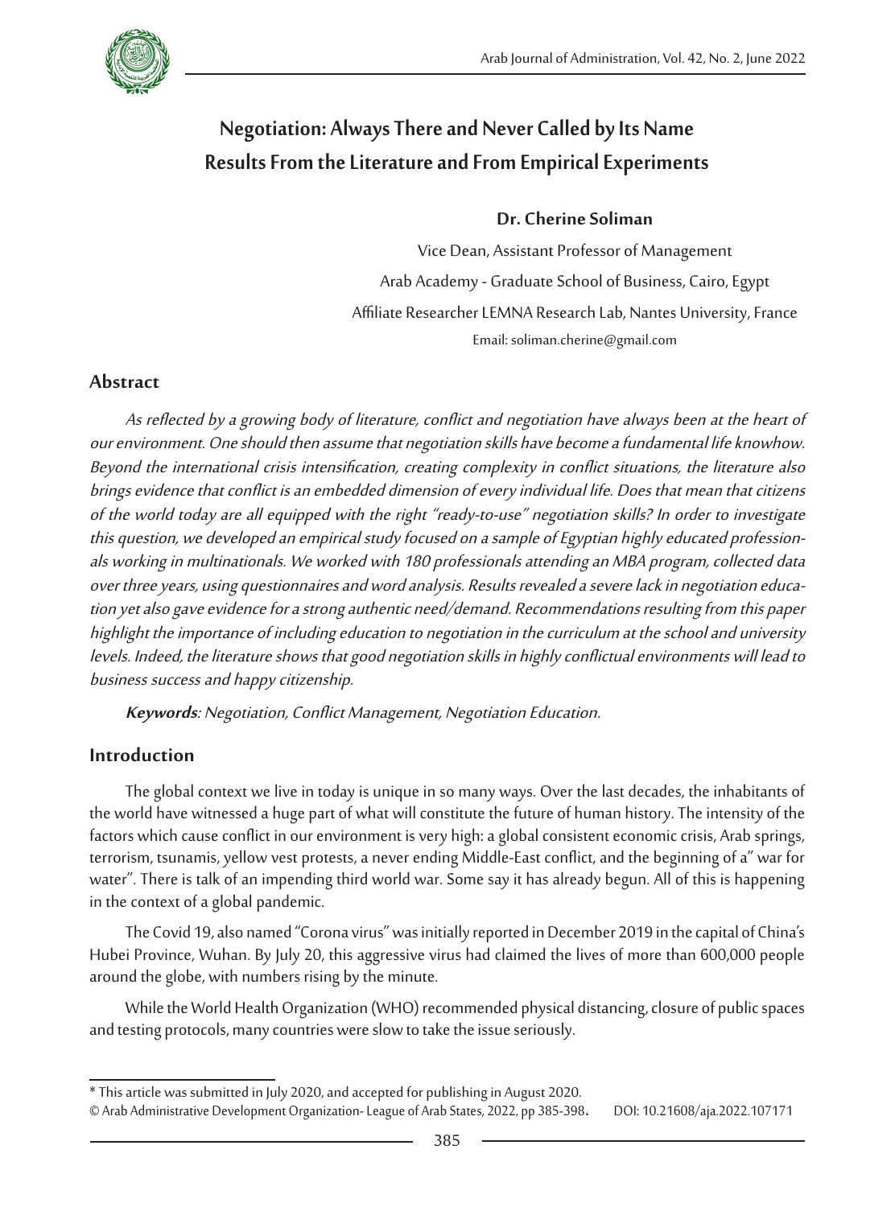# Negotiation: Always There and Never Called by Its Name
## Results From the Literature and From Empirical Experiments

**Dr. Cherine Soliman**

Vice Dean, Assistant Professor of Management

Arab Academy - Graduate School of Business, Cairo, Egypt

Affiliate Researcher LEMNA Research Lab, Nantes University, France

Email: soliman.cherine@gmail.com

## Abstract

*As reflected by a growing body of literature, conflict and negotiation have always been at the heart of our environment. One should then assume that negotiation skills have become a fundamental life knowhow. Beyond the international crisis intensification, creating complexity in conflict situations, the literature also brings evidence that conflict is an embedded dimension of every individual life. Does that mean that citizens of the world today are all equipped with the right "ready-to-use" negotiation skills? In order to investigate this question, we developed an empirical study focused on a sample of Egyptian highly educated professionals working in multinationals. We worked with 180 professionals attending an MBA program, collected data over three years, using questionnaires and word analysis. Results revealed a severe lack in negotiation education yet also gave evidence for a strong authentic need/demand. Recommendations resulting from this paper highlight the importance of including education to negotiation in the curriculum at the school and university levels. Indeed, the literature shows that good negotiation skills in highly conflictual environments will lead to business success and happy citizenship.*

***Keywords**: Negotiation, Conflict Management, Negotiation Education.*

## Introduction

The global context we live in today is unique in so many ways. Over the last decades, the inhabitants of the world have witnessed a huge part of what will constitute the future of human history. The intensity of the factors which cause conflict in our environment is very high: a global consistent economic crisis, Arab springs, terrorism, tsunamis, yellow vest protests, a never ending Middle-East conflict, and the beginning of a" war for water". There is talk of an impending third world war. Some say it has already begun. All of this is happening in the context of a global pandemic.

The Covid 19, also named "Corona virus" was initially reported in December 2019 in the capital of China's Hubei Province, Wuhan. By July 20, this aggressive virus had claimed the lives of more than 600,000 people around the globe, with numbers rising by the minute.

While the World Health Organization (WHO) recommended physical distancing, closure of public spaces and testing protocols, many countries were slow to take the issue seriously.

---

* This article was submitted in July 2020, and accepted for publishing in August 2020.

© Arab Administrative Development Organization- League of Arab States, 2022, pp 385-398. DOI: 10.21608/aja.2022.107171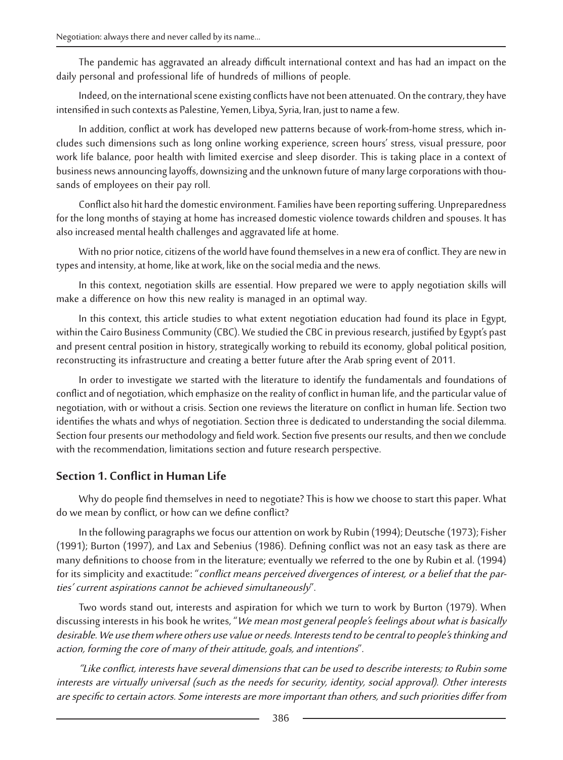The pandemic has aggravated an already difficult international context and has had an impact on the daily personal and professional life of hundreds of millions of people.

Indeed, on the international scene existing conflicts have not been attenuated. On the contrary, they have intensified in such contexts as Palestine, Yemen, Libya, Syria, Iran, just to name a few.

In addition, conflict at work has developed new patterns because of work-from-home stress, which includes such dimensions such as long online working experience, screen hours' stress, visual pressure, poor work life balance, poor health with limited exercise and sleep disorder. This is taking place in a context of business news announcing layoffs, downsizing and the unknown future of many large corporations with thousands of employees on their pay roll.

Conflict also hit hard the domestic environment. Families have been reporting suffering. Unpreparedness for the long months of staying at home has increased domestic violence towards children and spouses. It has also increased mental health challenges and aggravated life at home.

With no prior notice, citizens of the world have found themselves in a new era of conflict. They are new in types and intensity, at home, like at work, like on the social media and the news.

In this context, negotiation skills are essential. How prepared we were to apply negotiation skills will make a difference on how this new reality is managed in an optimal way.

In this context, this article studies to what extent negotiation education had found its place in Egypt, within the Cairo Business Community (CBC). We studied the CBC in previous research, justified by Egypt's past and present central position in history, strategically working to rebuild its economy, global political position, reconstructing its infrastructure and creating a better future after the Arab spring event of 2011.

In order to investigate we started with the literature to identify the fundamentals and foundations of conflict and of negotiation, which emphasize on the reality of conflict in human life, and the particular value of negotiation, with or without a crisis. Section one reviews the literature on conflict in human life. Section two identifies the whats and whys of negotiation. Section three is dedicated to understanding the social dilemma. Section four presents our methodology and field work. Section five presents our results, and then we conclude with the recommendation, limitations section and future research perspective.

## Section 1. Conflict in Human Life

Why do people find themselves in need to negotiate? This is how we choose to start this paper. What do we mean by conflict, or how can we define conflict?

In the following paragraphs we focus our attention on work by Rubin (1994); Deutsche (1973); Fisher (1991); Burton (1997), and Lax and Sebenius (1986). Defining conflict was not an easy task as there are many definitions to choose from in the literature; eventually we referred to the one by Rubin et al. (1994) for its simplicity and exactitude: "*conflict means perceived divergences of interest, or a belief that the parties' current aspirations cannot be achieved simultaneously*".

Two words stand out, interests and aspiration for which we turn to work by Burton (1979). When discussing interests in his book he writes, "*We mean most general people's feelings about what is basically desirable. We use them where others use value or needs. Interests tend to be central to people's thinking and action, forming the core of many of their attitude, goals, and intentions*".

*"Like conflict, interests have several dimensions that can be used to describe interests; to Rubin some interests are virtually universal (such as the needs for security, identity, social approval). Other interests are specific to certain actors. Some interests are more important than others, and such priorities differ from*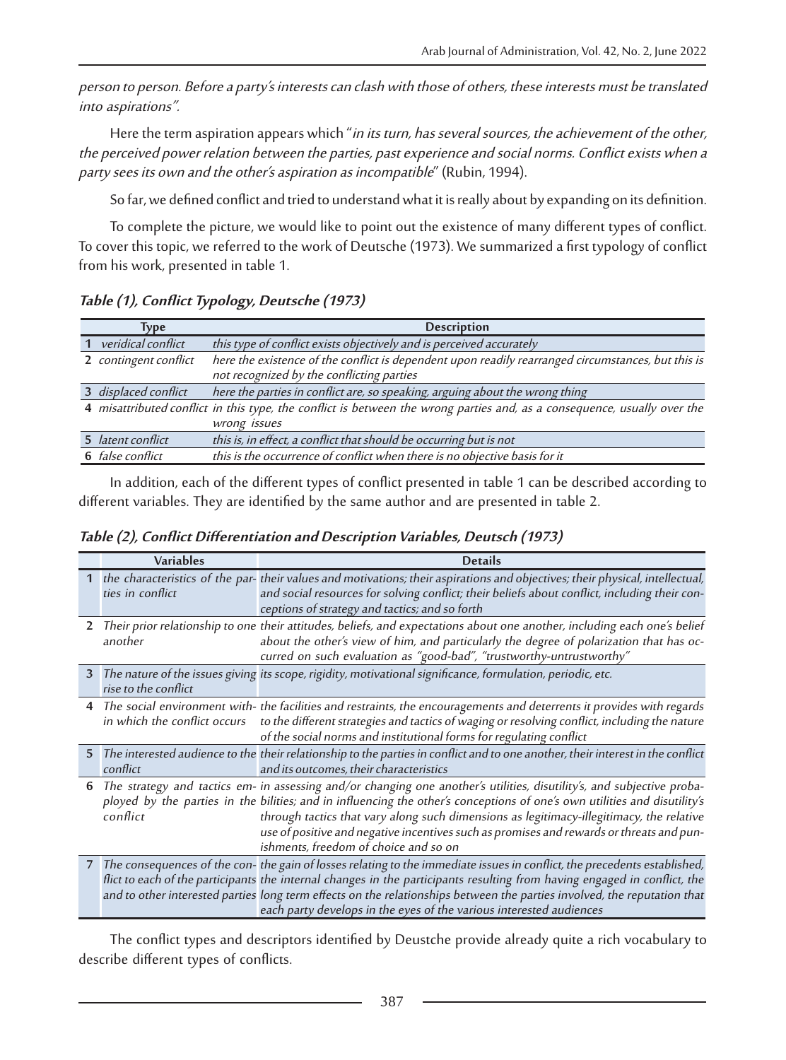*person to person. Before a party's interests can clash with those of others, these interests must be translated into aspirations".*

Here the term aspiration appears which "*in its turn, has several sources, the achievement of the other, the perceived power relation between the parties, past experience and social norms. Conflict exists when a party sees its own and the other's aspiration as incompatible*" (Rubin, 1994).

So far, we defined conflict and tried to understand what it is really about by expanding on its definition.

To complete the picture, we would like to point out the existence of many different types of conflict. To cover this topic, we referred to the work of Deutsche (1973). We summarized a first typology of conflict from his work, presented in table 1.

***Table (1), Conflict Typology, Deutsche (1973)***

| | Type | Description |
|---|---|---|
| 1 | *veridical conflict* | *this type of conflict exists objectively and is perceived accurately* |
| 2 | *contingent conflict* | *here the existence of the conflict is dependent upon readily rearranged circumstances, but this is not recognized by the conflicting parties* |
| 3 | *displaced conflict* | *here the parties in conflict are, so speaking, arguing about the wrong thing* |
| 4 | *misattributed conflict* | *in this type, the conflict is between the wrong parties and, as a consequence, usually over the wrong issues* |
| 5 | *latent conflict* | *this is, in effect, a conflict that should be occurring but is not* |
| 6 | *false conflict* | *this is the occurrence of conflict when there is no objective basis for it* |

In addition, each of the different types of conflict presented in table 1 can be described according to different variables. They are identified by the same author and are presented in table 2.

***Table (2), Conflict Differentiation and Description Variables, Deutsch (1973)***

| | Variables | Details |
|---|---|---|
| 1 | *the characteristics of the parties in conflict* | *their values and motivations; their aspirations and objectives; their physical, intellectual, and social resources for solving conflict; their beliefs about conflict, including their conceptions of strategy and tactics; and so forth* |
| 2 | *Their prior relationship to one another* | *their attitudes, beliefs, and expectations about one another, including each one's belief about the other's view of him, and particularly the degree of polarization that has occurred on such evaluation as "good-bad", "trustworthy-untrustworthy"* |
| 3 | *The nature of the issues giving rise to the conflict* | *its scope, rigidity, motivational significance, formulation, periodic, etc.* |
| 4 | *The social environment within which the conflict occurs* | *the facilities and restraints, the encouragements and deterrents it provides with regards to the different strategies and tactics of waging or resolving conflict, including the nature of the social norms and institutional forms for regulating conflict* |
| 5 | *The interested audience to the conflict* | *their relationship to the parties in conflict and to one another, their interest in the conflict and its outcomes, their characteristics* |
| 6 | *The strategy and tactics employed by the parties in the conflict* | *in assessing and/or changing one another's utilities, disutility's, and subjective probabilities; and in influencing the other's conceptions of one's own utilities and disutility's through tactics that vary along such dimensions as legitimacy-illegitimacy, the relative use of positive and negative incentives such as promises and rewards or threats and punishments, freedom of choice and so on* |
| 7 | *The consequences of the conflict to each of the participants and to other interested parties* | *the gain of losses relating to the immediate issues in conflict, the precedents established, the internal changes in the participants resulting from having engaged in conflict, the long term effects on the relationships between the parties involved, the reputation that each party develops in the eyes of the various interested audiences* |

The conflict types and descriptors identified by Deustche provide already quite a rich vocabulary to describe different types of conflicts.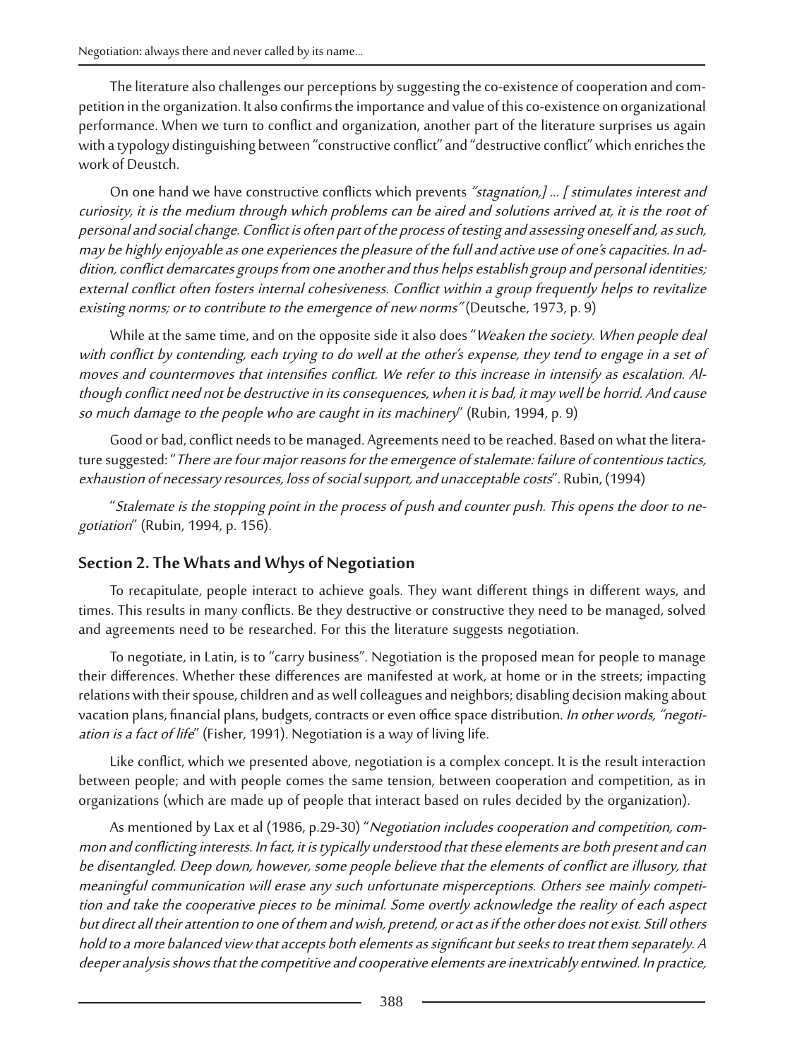The literature also challenges our perceptions by suggesting the co-existence of cooperation and competition in the organization. It also confirms the importance and value of this co-existence on organizational performance. When we turn to conflict and organization, another part of the literature surprises us again with a typology distinguishing between "constructive conflict" and "destructive conflict" which enriches the work of Deustch.

On one hand we have constructive conflicts which prevents *"stagnation,] ... [ stimulates interest and curiosity, it is the medium through which problems can be aired and solutions arrived at, it is the root of personal and social change. Conflict is often part of the process of testing and assessing oneself and, as such, may be highly enjoyable as one experiences the pleasure of the full and active use of one's capacities. In addition, conflict demarcates groups from one another and thus helps establish group and personal identities; external conflict often fosters internal cohesiveness. Conflict within a group frequently helps to revitalize existing norms; or to contribute to the emergence of new norms"* (Deutsche, 1973, p. 9)

While at the same time, and on the opposite side it also does "*Weaken the society. When people deal with conflict by contending, each trying to do well at the other's expense, they tend to engage in a set of moves and countermoves that intensifies conflict. We refer to this increase in intensify as escalation. Although conflict need not be destructive in its consequences, when it is bad, it may well be horrid. And cause so much damage to the people who are caught in its machinery*" (Rubin, 1994, p. 9)

Good or bad, conflict needs to be managed. Agreements need to be reached. Based on what the literature suggested: "*There are four major reasons for the emergence of stalemate: failure of contentious tactics, exhaustion of necessary resources, loss of social support, and unacceptable costs*". Rubin, (1994)

"*Stalemate is the stopping point in the process of push and counter push. This opens the door to negotiation*" (Rubin, 1994, p. 156).

## Section 2. The Whats and Whys of Negotiation

To recapitulate, people interact to achieve goals. They want different things in different ways, and times. This results in many conflicts. Be they destructive or constructive they need to be managed, solved and agreements need to be researched. For this the literature suggests negotiation.

To negotiate, in Latin, is to "carry business". Negotiation is the proposed mean for people to manage their differences. Whether these differences are manifested at work, at home or in the streets; impacting relations with their spouse, children and as well colleagues and neighbors; disabling decision making about vacation plans, financial plans, budgets, contracts or even office space distribution. *In other words, "negotiation is a fact of life*" (Fisher, 1991). Negotiation is a way of living life.

Like conflict, which we presented above, negotiation is a complex concept. It is the result interaction between people; and with people comes the same tension, between cooperation and competition, as in organizations (which are made up of people that interact based on rules decided by the organization).

As mentioned by Lax et al (1986, p.29-30) "*Negotiation includes cooperation and competition, common and conflicting interests. In fact, it is typically understood that these elements are both present and can be disentangled. Deep down, however, some people believe that the elements of conflict are illusory, that meaningful communication will erase any such unfortunate misperceptions. Others see mainly competition and take the cooperative pieces to be minimal. Some overtly acknowledge the reality of each aspect but direct all their attention to one of them and wish, pretend, or act as if the other does not exist. Still others hold to a more balanced view that accepts both elements as significant but seeks to treat them separately. A deeper analysis shows that the competitive and cooperative elements are inextricably entwined. In practice,*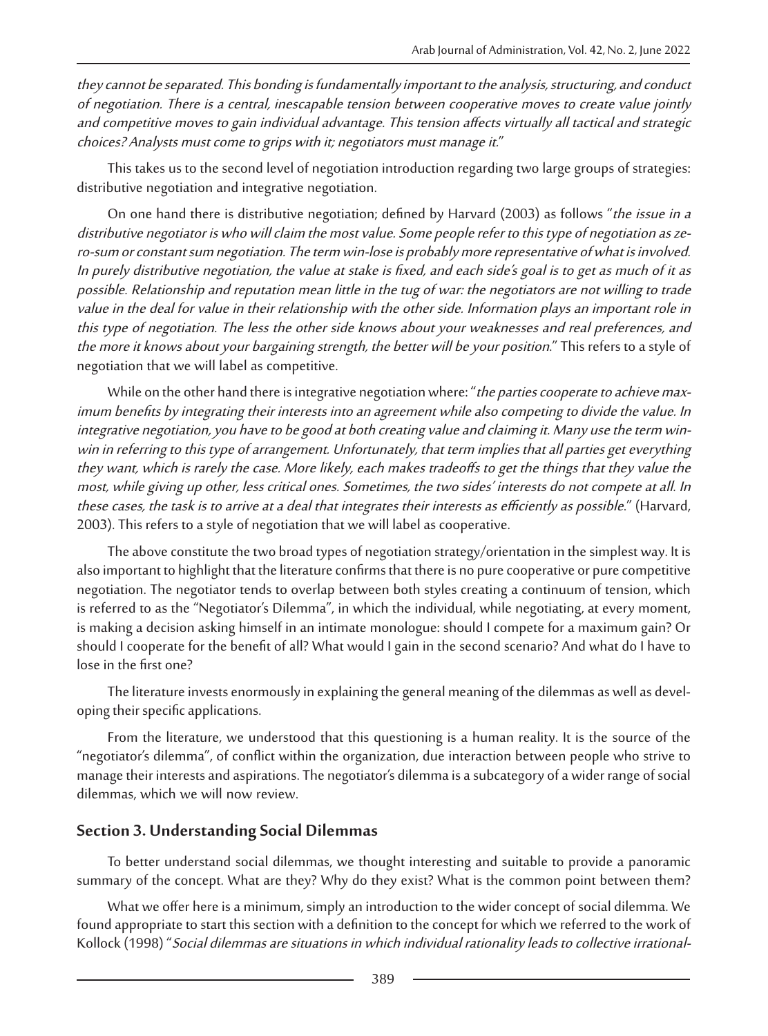*they cannot be separated. This bonding is fundamentally important to the analysis, structuring, and conduct of negotiation. There is a central, inescapable tension between cooperative moves to create value jointly and competitive moves to gain individual advantage. This tension affects virtually all tactical and strategic choices? Analysts must come to grips with it; negotiators must manage it.*"

This takes us to the second level of negotiation introduction regarding two large groups of strategies: distributive negotiation and integrative negotiation.

On one hand there is distributive negotiation; defined by Harvard (2003) as follows "*the issue in a distributive negotiator is who will claim the most value. Some people refer to this type of negotiation as zero-sum or constant sum negotiation. The term win-lose is probably more representative of what is involved. In purely distributive negotiation, the value at stake is fixed, and each side's goal is to get as much of it as possible. Relationship and reputation mean little in the tug of war: the negotiators are not willing to trade value in the deal for value in their relationship with the other side. Information plays an important role in this type of negotiation. The less the other side knows about your weaknesses and real preferences, and the more it knows about your bargaining strength, the better will be your position.*" This refers to a style of negotiation that we will label as competitive.

While on the other hand there is integrative negotiation where: "*the parties cooperate to achieve maximum benefits by integrating their interests into an agreement while also competing to divide the value. In integrative negotiation, you have to be good at both creating value and claiming it. Many use the term win-win in referring to this type of arrangement. Unfortunately, that term implies that all parties get everything they want, which is rarely the case. More likely, each makes tradeoffs to get the things that they value the most, while giving up other, less critical ones. Sometimes, the two sides' interests do not compete at all. In these cases, the task is to arrive at a deal that integrates their interests as efficiently as possible.*" (Harvard, 2003). This refers to a style of negotiation that we will label as cooperative.

The above constitute the two broad types of negotiation strategy/orientation in the simplest way. It is also important to highlight that the literature confirms that there is no pure cooperative or pure competitive negotiation. The negotiator tends to overlap between both styles creating a continuum of tension, which is referred to as the "Negotiator's Dilemma", in which the individual, while negotiating, at every moment, is making a decision asking himself in an intimate monologue: should I compete for a maximum gain? Or should I cooperate for the benefit of all? What would I gain in the second scenario? And what do I have to lose in the first one?

The literature invests enormously in explaining the general meaning of the dilemmas as well as developing their specific applications.

From the literature, we understood that this questioning is a human reality. It is the source of the "negotiator's dilemma", of conflict within the organization, due interaction between people who strive to manage their interests and aspirations. The negotiator's dilemma is a subcategory of a wider range of social dilemmas, which we will now review.

## Section 3. Understanding Social Dilemmas

To better understand social dilemmas, we thought interesting and suitable to provide a panoramic summary of the concept. What are they? Why do they exist? What is the common point between them?

What we offer here is a minimum, simply an introduction to the wider concept of social dilemma. We found appropriate to start this section with a definition to the concept for which we referred to the work of Kollock (1998) "*Social dilemmas are situations in which individual rationality leads to collective irrational-*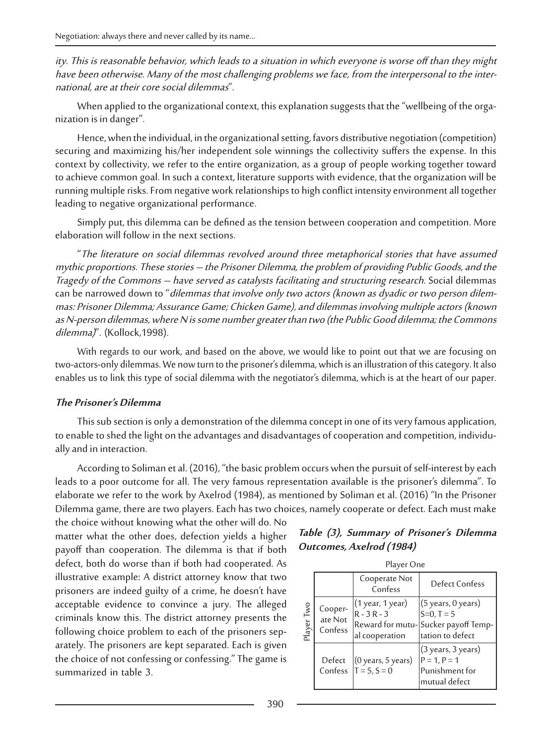*ity. This is reasonable behavior, which leads to a situation in which everyone is worse off than they might have been otherwise. Many of the most challenging problems we face, from the interpersonal to the international, are at their core social dilemmas*".

When applied to the organizational context, this explanation suggests that the "wellbeing of the organization is in danger".

Hence, when the individual, in the organizational setting, favors distributive negotiation (competition) securing and maximizing his/her independent sole winnings the collectivity suffers the expense. In this context by collectivity, we refer to the entire organization, as a group of people working together toward to achieve common goal. In such a context, literature supports with evidence, that the organization will be running multiple risks. From negative work relationships to high conflict intensity environment all together leading to negative organizational performance.

Simply put, this dilemma can be defined as the tension between cooperation and competition. More elaboration will follow in the next sections.

"*The literature on social dilemmas revolved around three metaphorical stories that have assumed mythic proportions. These stories – the Prisoner Dilemma, the problem of providing Public Goods, and the Tragedy of the Commons – have served as catalysts facilitating and structuring research*. Social dilemmas can be narrowed down to "*dilemmas that involve only two actors (known as dyadic or two person dilemmas: Prisoner Dilemma; Assurance Game; Chicken Game), and dilemmas involving multiple actors (known as N-person dilemmas, where N is some number greater than two (the Public Good dilemma; the Commons dilemma)*". (Kollock,1998).

With regards to our work, and based on the above, we would like to point out that we are focusing on two-actors-only dilemmas. We now turn to the prisoner's dilemma, which is an illustration of this category. It also enables us to link this type of social dilemma with the negotiator's dilemma, which is at the heart of our paper.

### *The Prisoner's Dilemma*

This sub section is only a demonstration of the dilemma concept in one of its very famous application, to enable to shed the light on the advantages and disadvantages of cooperation and competition, individually and in interaction.

According to Soliman et al. (2016), "the basic problem occurs when the pursuit of self-interest by each leads to a poor outcome for all. The very famous representation available is the prisoner's dilemma". To elaborate we refer to the work by Axelrod (1984), as mentioned by Soliman et al. (2016) "In the Prisoner Dilemma game, there are two players. Each has two choices, namely cooperate or defect. Each must make the choice without knowing what the other will do. No matter what the other does, defection yields a higher payoff than cooperation. The dilemma is that if both defect, both do worse than if both had cooperated. As illustrative example: A district attorney know that two prisoners are indeed guilty of a crime, he doesn't have acceptable evidence to convince a jury. The alleged criminals know this. The district attorney presents the following choice problem to each of the prisoners separately. The prisoners are kept separated. Each is given the choice of not confessing or confessing." The game is summarized in table 3.

***Table (3), Summary of Prisoner's Dilemma Outcomes, Axelrod (1984)***

| | | Player One | |
|---|---|---|---|
| | | Cooperate Not Confess | Defect Confess |
| Player Two | Cooperate Not Confess | (1 year, 1 year) R - 3 R - 3 Reward for mutual cooperation | (5 years, 0 years) S=0, T = 5 Sucker payoff Temptation to defect |
| | Defect Confess | (0 years, 5 years) T = 5, S = 0 | (3 years, 3 years) P = 1, P = 1 Punishment for mutual defect |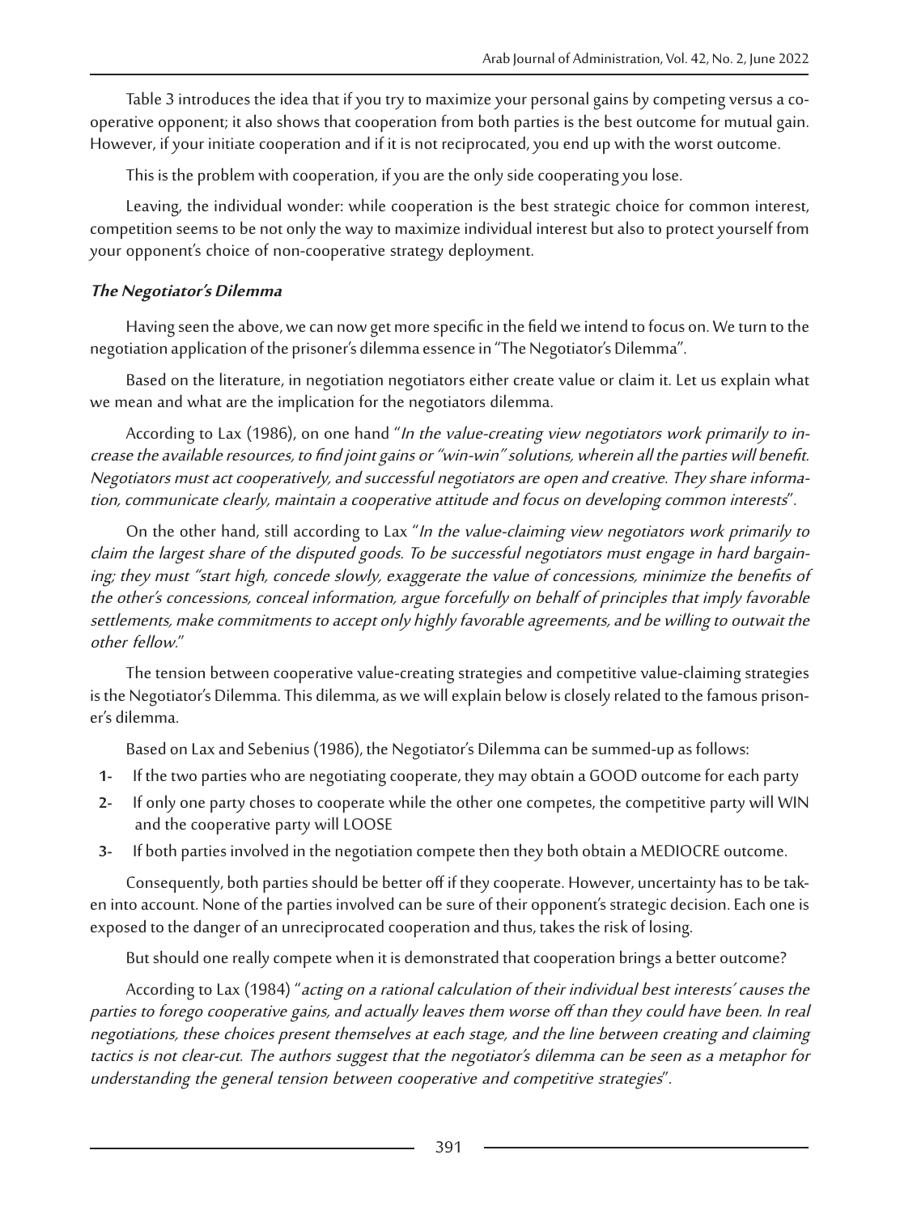Table 3 introduces the idea that if you try to maximize your personal gains by competing versus a co-operative opponent; it also shows that cooperation from both parties is the best outcome for mutual gain. However, if your initiate cooperation and if it is not reciprocated, you end up with the worst outcome.

This is the problem with cooperation, if you are the only side cooperating you lose.

Leaving, the individual wonder: while cooperation is the best strategic choice for common interest, competition seems to be not only the way to maximize individual interest but also to protect yourself from your opponent's choice of non-cooperative strategy deployment.

***The Negotiator's Dilemma***

Having seen the above, we can now get more specific in the field we intend to focus on. We turn to the negotiation application of the prisoner's dilemma essence in "The Negotiator's Dilemma".

Based on the literature, in negotiation negotiators either create value or claim it. Let us explain what we mean and what are the implication for the negotiators dilemma.

According to Lax (1986), on one hand "*In the value-creating view negotiators work primarily to increase the available resources, to find joint gains or "win-win" solutions, wherein all the parties will benefit. Negotiators must act cooperatively, and successful negotiators are open and creative. They share information, communicate clearly, maintain a cooperative attitude and focus on developing common interests*".

On the other hand, still according to Lax "*In the value-claiming view negotiators work primarily to claim the largest share of the disputed goods. To be successful negotiators must engage in hard bargaining; they must "start high, concede slowly, exaggerate the value of concessions, minimize the benefits of the other's concessions, conceal information, argue forcefully on behalf of principles that imply favorable settlements, make commitments to accept only highly favorable agreements, and be willing to outwait the other fellow.*"

The tension between cooperative value-creating strategies and competitive value-claiming strategies is the Negotiator's Dilemma. This dilemma, as we will explain below is closely related to the famous prisoner's dilemma.

Based on Lax and Sebenius (1986), the Negotiator's Dilemma can be summed-up as follows:

1- If the two parties who are negotiating cooperate, they may obtain a GOOD outcome for each party
2- If only one party choses to cooperate while the other one competes, the competitive party will WIN and the cooperative party will LOOSE
3- If both parties involved in the negotiation compete then they both obtain a MEDIOCRE outcome.

Consequently, both parties should be better off if they cooperate. However, uncertainty has to be taken into account. None of the parties involved can be sure of their opponent's strategic decision. Each one is exposed to the danger of an unreciprocated cooperation and thus, takes the risk of losing.

But should one really compete when it is demonstrated that cooperation brings a better outcome?

According to Lax (1984) "*acting on a rational calculation of their individual best interests' causes the parties to forego cooperative gains, and actually leaves them worse off than they could have been. In real negotiations, these choices present themselves at each stage, and the line between creating and claiming tactics is not clear-cut. The authors suggest that the negotiator's dilemma can be seen as a metaphor for understanding the general tension between cooperative and competitive strategies*".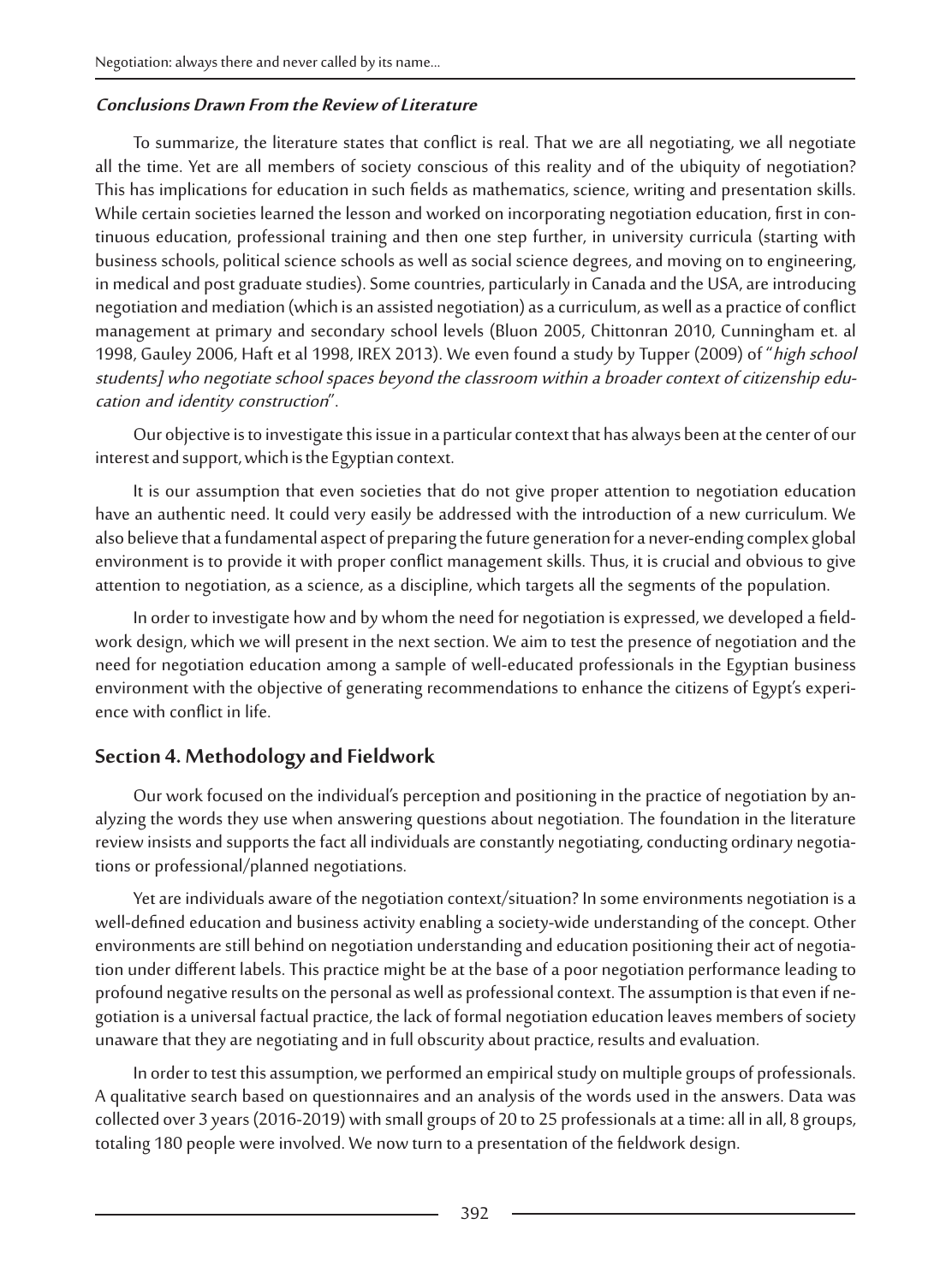#### ***Conclusions Drawn From the Review of Literature***

To summarize, the literature states that conflict is real. That we are all negotiating, we all negotiate all the time. Yet are all members of society conscious of this reality and of the ubiquity of negotiation? This has implications for education in such fields as mathematics, science, writing and presentation skills. While certain societies learned the lesson and worked on incorporating negotiation education, first in continuous education, professional training and then one step further, in university curricula (starting with business schools, political science schools as well as social science degrees, and moving on to engineering, in medical and post graduate studies). Some countries, particularly in Canada and the USA, are introducing negotiation and mediation (which is an assisted negotiation) as a curriculum, as well as a practice of conflict management at primary and secondary school levels (Bluon 2005, Chittonran 2010, Cunningham et. al 1998, Gauley 2006, Haft et al 1998, IREX 2013). We even found a study by Tupper (2009) of "*high school students] who negotiate school spaces beyond the classroom within a broader context of citizenship education and identity construction*".

Our objective is to investigate this issue in a particular context that has always been at the center of our interest and support, which is the Egyptian context.

It is our assumption that even societies that do not give proper attention to negotiation education have an authentic need. It could very easily be addressed with the introduction of a new curriculum. We also believe that a fundamental aspect of preparing the future generation for a never-ending complex global environment is to provide it with proper conflict management skills. Thus, it is crucial and obvious to give attention to negotiation, as a science, as a discipline, which targets all the segments of the population.

In order to investigate how and by whom the need for negotiation is expressed, we developed a fieldwork design, which we will present in the next section. We aim to test the presence of negotiation and the need for negotiation education among a sample of well-educated professionals in the Egyptian business environment with the objective of generating recommendations to enhance the citizens of Egypt's experience with conflict in life.

## Section 4. Methodology and Fieldwork

Our work focused on the individual's perception and positioning in the practice of negotiation by analyzing the words they use when answering questions about negotiation. The foundation in the literature review insists and supports the fact all individuals are constantly negotiating, conducting ordinary negotiations or professional/planned negotiations.

Yet are individuals aware of the negotiation context/situation? In some environments negotiation is a well-defined education and business activity enabling a society-wide understanding of the concept. Other environments are still behind on negotiation understanding and education positioning their act of negotiation under different labels. This practice might be at the base of a poor negotiation performance leading to profound negative results on the personal as well as professional context. The assumption is that even if negotiation is a universal factual practice, the lack of formal negotiation education leaves members of society unaware that they are negotiating and in full obscurity about practice, results and evaluation.

In order to test this assumption, we performed an empirical study on multiple groups of professionals. A qualitative search based on questionnaires and an analysis of the words used in the answers. Data was collected over 3 years (2016-2019) with small groups of 20 to 25 professionals at a time: all in all, 8 groups, totaling 180 people were involved. We now turn to a presentation of the fieldwork design.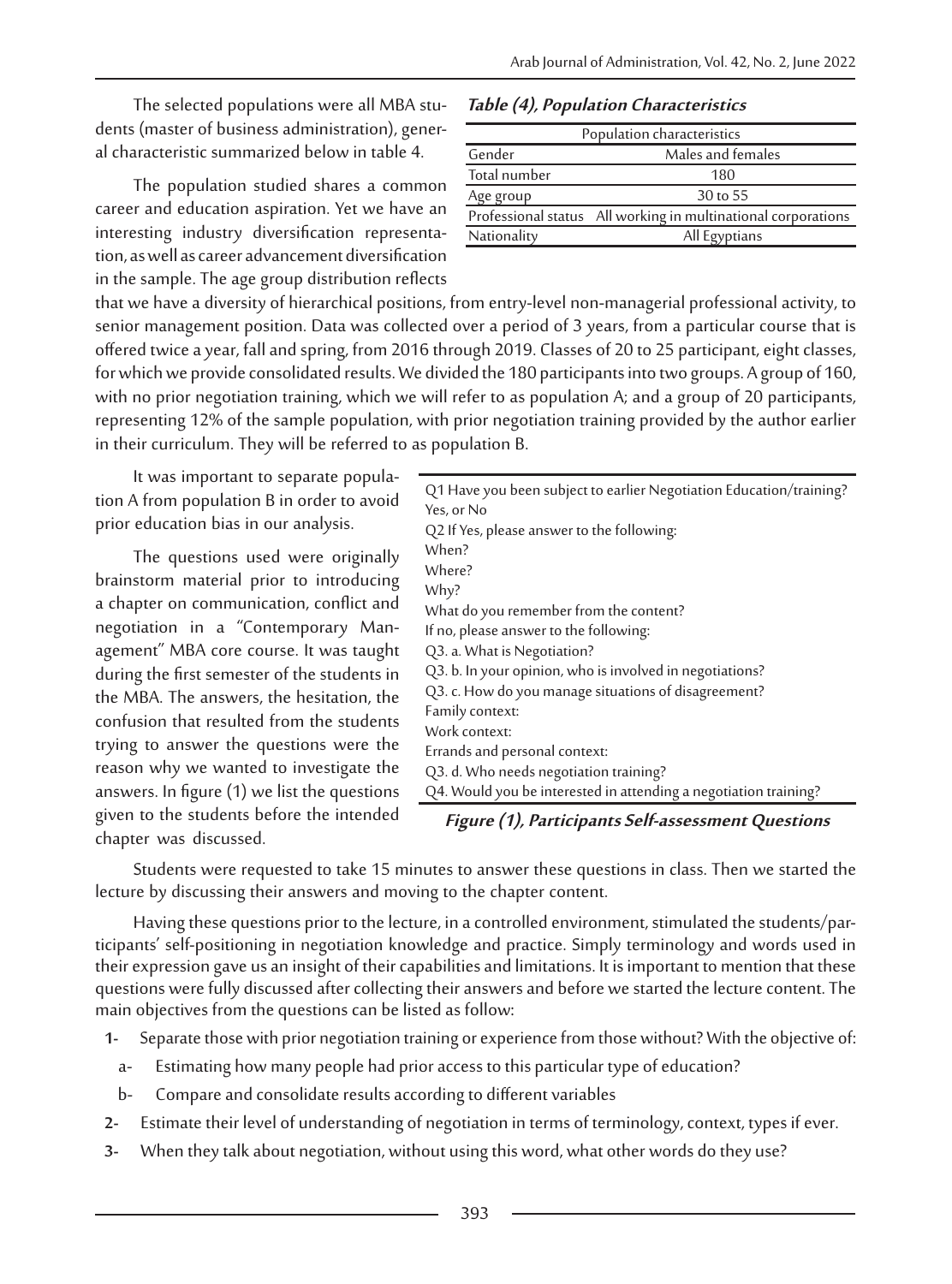The selected populations were all MBA students (master of business administration), general characteristic summarized below in table 4.

***Table (4), Population Characteristics***

| Population characteristics | |
|---|---|
| Gender | Males and females |
| Total number | 180 |
| Age group | 30 to 55 |
| Professional status | All working in multinational corporations |
| Nationality | All Egyptians |

The population studied shares a common career and education aspiration. Yet we have an interesting industry diversification representation, as well as career advancement diversification in the sample. The age group distribution reflects that we have a diversity of hierarchical positions, from entry-level non-managerial professional activity, to senior management position. Data was collected over a period of 3 years, from a particular course that is offered twice a year, fall and spring, from 2016 through 2019. Classes of 20 to 25 participant, eight classes, for which we provide consolidated results. We divided the 180 participants into two groups. A group of 160, with no prior negotiation training, which we will refer to as population A; and a group of 20 participants, representing 12% of the sample population, with prior negotiation training provided by the author earlier in their curriculum. They will be referred to as population B.

It was important to separate population A from population B in order to avoid prior education bias in our analysis.

The questions used were originally brainstorm material prior to introducing a chapter on communication, conflict and negotiation in a "Contemporary Management" MBA core course. It was taught during the first semester of the students in the MBA. The answers, the hesitation, the confusion that resulted from the students trying to answer the questions were the reason why we wanted to investigate the answers. In figure (1) we list the questions given to the students before the intended chapter was discussed.

Q1 Have you been subject to earlier Negotiation Education/training? Yes, or No
Q2 If Yes, please answer to the following:
When?
Where?
Why?
What do you remember from the content?
If no, please answer to the following:
Q3. a. What is Negotiation?
Q3. b. In your opinion, who is involved in negotiations?
Q3. c. How do you manage situations of disagreement?
Family context:
Work context:
Errands and personal context:
Q3. d. Who needs negotiation training?
Q4. Would you be interested in attending a negotiation training?

***Figure (1), Participants Self-assessment Questions***

Students were requested to take 15 minutes to answer these questions in class. Then we started the lecture by discussing their answers and moving to the chapter content.

Having these questions prior to the lecture, in a controlled environment, stimulated the students/participants' self-positioning in negotiation knowledge and practice. Simply terminology and words used in their expression gave us an insight of their capabilities and limitations. It is important to mention that these questions were fully discussed after collecting their answers and before we started the lecture content. The main objectives from the questions can be listed as follow:

1- Separate those with prior negotiation training or experience from those without? With the objective of:
   a- Estimating how many people had prior access to this particular type of education?
   b- Compare and consolidate results according to different variables
2- Estimate their level of understanding of negotiation in terms of terminology, context, types if ever.
3- When they talk about negotiation, without using this word, what other words do they use?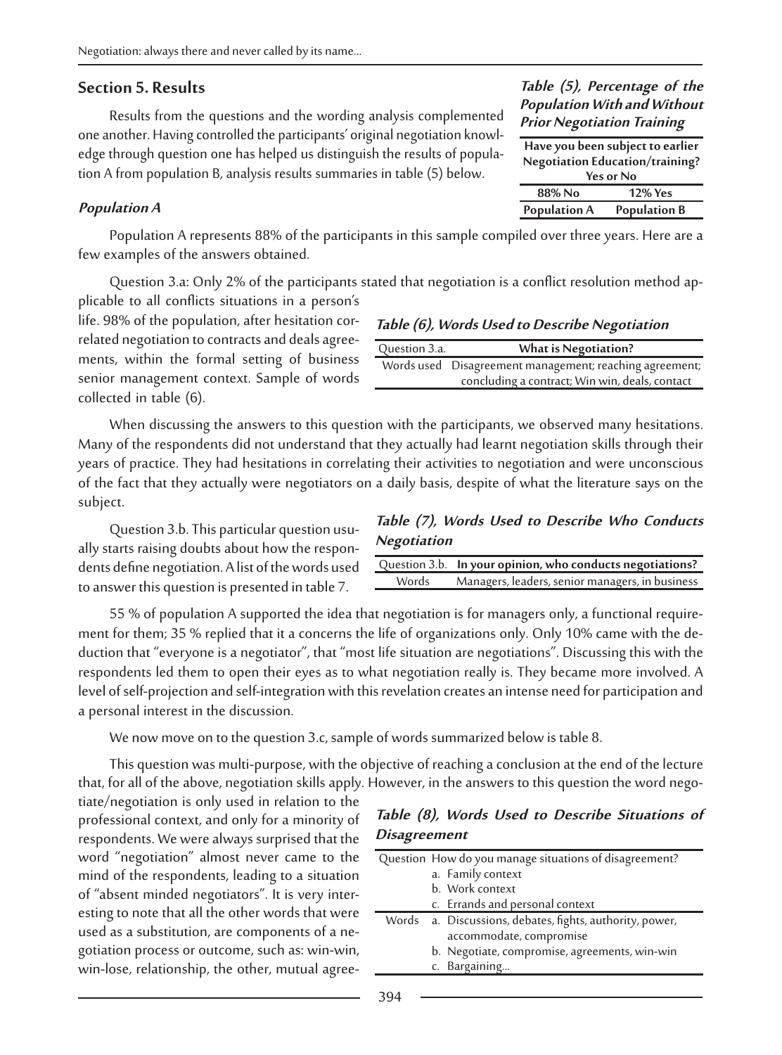## Section 5. Results

Results from the questions and the wording analysis complemented one another. Having controlled the participants' original negotiation knowledge through question one has helped us distinguish the results of population A from population B, analysis results summaries in table (5) below.

***Table (5), Percentage of the Population With and Without Prior Negotiation Training***

| **Have you been subject to earlier Negotiation Education/training? Yes or No** | |
|---|---|
| **88% No** | **12% Yes** |
| **Population A** | **Population B** |

### *Population A*

Population A represents 88% of the participants in this sample compiled over three years. Here are a few examples of the answers obtained.

Question 3.a: Only 2% of the participants stated that negotiation is a conflict resolution method applicable to all conflicts situations in a person's life. 98% of the population, after hesitation correlated negotiation to contracts and deals agreements, within the formal setting of business senior management context. Sample of words collected in table (6).

***Table (6), Words Used to Describe Negotiation***

| Question 3.a. | **What is Negotiation?** |
|---|---|
| Words used | Disagreement management; reaching agreement; concluding a contract; Win win, deals, contact |

When discussing the answers to this question with the participants, we observed many hesitations. Many of the respondents did not understand that they actually had learnt negotiation skills through their years of practice. They had hesitations in correlating their activities to negotiation and were unconscious of the fact that they actually were negotiators on a daily basis, despite of what the literature says on the subject.

Question 3.b. This particular question usually starts raising doubts about how the respondents define negotiation. A list of the words used to answer this question is presented in table 7.

***Table (7), Words Used to Describe Who Conducts Negotiation***

| Question 3.b. | **In your opinion, who conducts negotiations?** |
|---|---|
| Words | Managers, leaders, senior managers, in business |

55 % of population A supported the idea that negotiation is for managers only, a functional requirement for them; 35 % replied that it a concerns the life of organizations only. Only 10% came with the deduction that "everyone is a negotiator", that "most life situation are negotiations". Discussing this with the respondents led them to open their eyes as to what negotiation really is. They became more involved. A level of self-projection and self-integration with this revelation creates an intense need for participation and a personal interest in the discussion.

We now move on to the question 3.c, sample of words summarized below is table 8.

This question was multi-purpose, with the objective of reaching a conclusion at the end of the lecture that, for all of the above, negotiation skills apply. However, in the answers to this question the word negotiate/negotiation is only used in relation to the professional context, and only for a minority of respondents. We were always surprised that the word "negotiation" almost never came to the mind of the respondents, leading to a situation of "absent minded negotiators". It is very interesting to note that all the other words that were used as a substitution, are components of a negotiation process or outcome, such as: win-win, win-lose, relationship, the other, mutual agree-

***Table (8), Words Used to Describe Situations of Disagreement***

| Question | How do you manage situations of disagreement?<br>a. Family context<br>b. Work context<br>c. Errands and personal context |
|---|---|
| Words | a. Discussions, debates, fights, authority, power, accommodate, compromise<br>b. Negotiate, compromise, agreements, win-win<br>c. Bargaining... |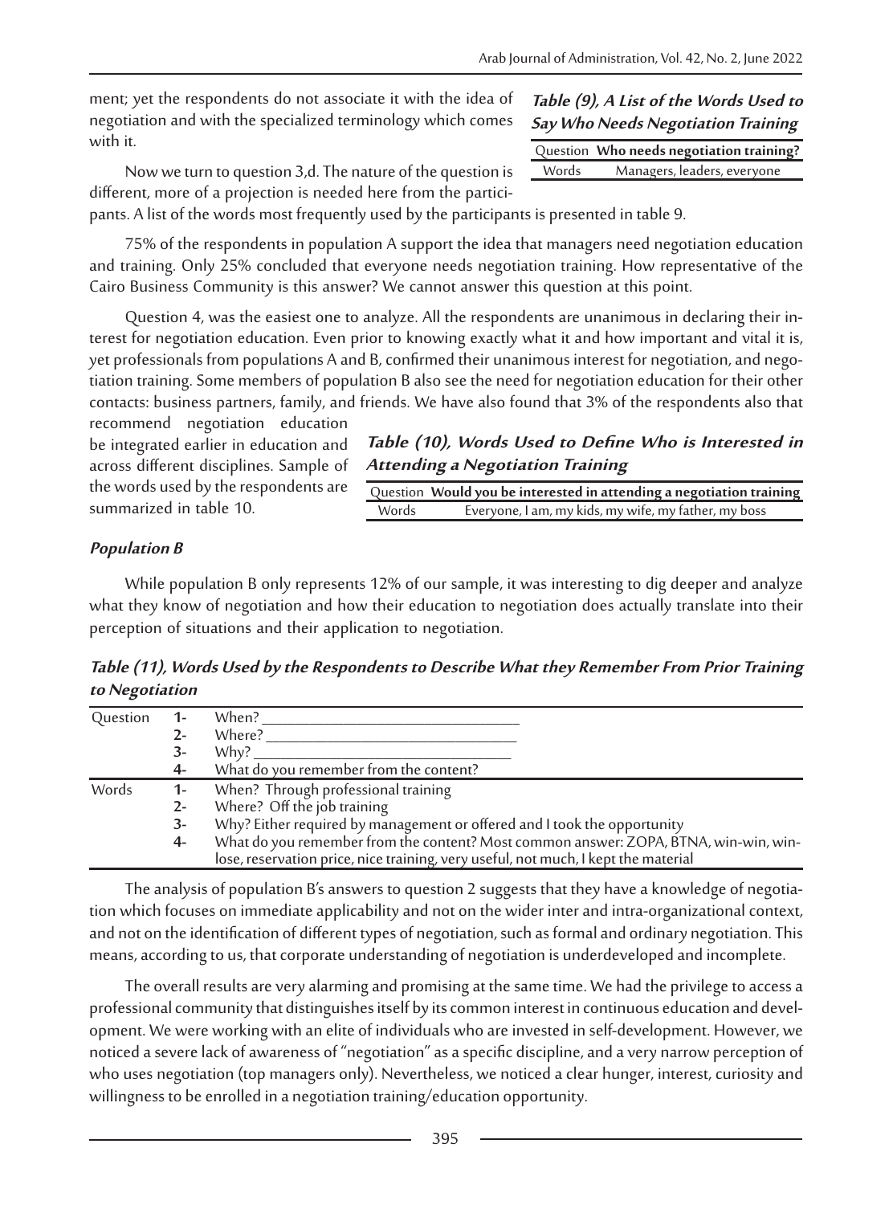ment; yet the respondents do not associate it with the idea of negotiation and with the specialized terminology which comes with it.

Now we turn to question 3,d. The nature of the question is different, more of a projection is needed here from the participants. A list of the words most frequently used by the participants is presented in table 9.

***Table (9), A List of the Words Used to Say Who Needs Negotiation Training***

| Question | **Who needs negotiation training?** |
|---|---|
| Words | Managers, leaders, everyone |

75% of the respondents in population A support the idea that managers need negotiation education and training. Only 25% concluded that everyone needs negotiation training. How representative of the Cairo Business Community is this answer? We cannot answer this question at this point.

Question 4, was the easiest one to analyze. All the respondents are unanimous in declaring their interest for negotiation education. Even prior to knowing exactly what it and how important and vital it is, yet professionals from populations A and B, confirmed their unanimous interest for negotiation, and negotiation training. Some members of population B also see the need for negotiation education for their other contacts: business partners, family, and friends. We have also found that 3% of the respondents also that recommend negotiation education be integrated earlier in education and across different disciplines. Sample of the words used by the respondents are summarized in table 10.

***Table (10), Words Used to Define Who is Interested in Attending a Negotiation Training***

| Question | **Would you be interested in attending a negotiation training** |
|---|---|
| Words | Everyone, I am, my kids, my wife, my father, my boss |

***Population B***

While population B only represents 12% of our sample, it was interesting to dig deeper and analyze what they know of negotiation and how their education to negotiation does actually translate into their perception of situations and their application to negotiation.

***Table (11), Words Used by the Respondents to Describe What they Remember From Prior Training to Negotiation***

| | | |
|---|---|---|
| Question | 1- | When? ___________ |
| | 2- | Where? ___________ |
| | 3- | Why? ___________ |
| | 4- | What do you remember from the content? |
| Words | 1- | When? Through professional training |
| | 2- | Where? Off the job training |
| | 3- | Why? Either required by management or offered and I took the opportunity |
| | 4- | What do you remember from the content? Most common answer: ZOPA, BTNA, win-win, win-lose, reservation price, nice training, very useful, not much, I kept the material |

The analysis of population B's answers to question 2 suggests that they have a knowledge of negotiation which focuses on immediate applicability and not on the wider inter and intra-organizational context, and not on the identification of different types of negotiation, such as formal and ordinary negotiation. This means, according to us, that corporate understanding of negotiation is underdeveloped and incomplete.

The overall results are very alarming and promising at the same time. We had the privilege to access a professional community that distinguishes itself by its common interest in continuous education and development. We were working with an elite of individuals who are invested in self-development. However, we noticed a severe lack of awareness of "negotiation" as a specific discipline, and a very narrow perception of who uses negotiation (top managers only). Nevertheless, we noticed a clear hunger, interest, curiosity and willingness to be enrolled in a negotiation training/education opportunity.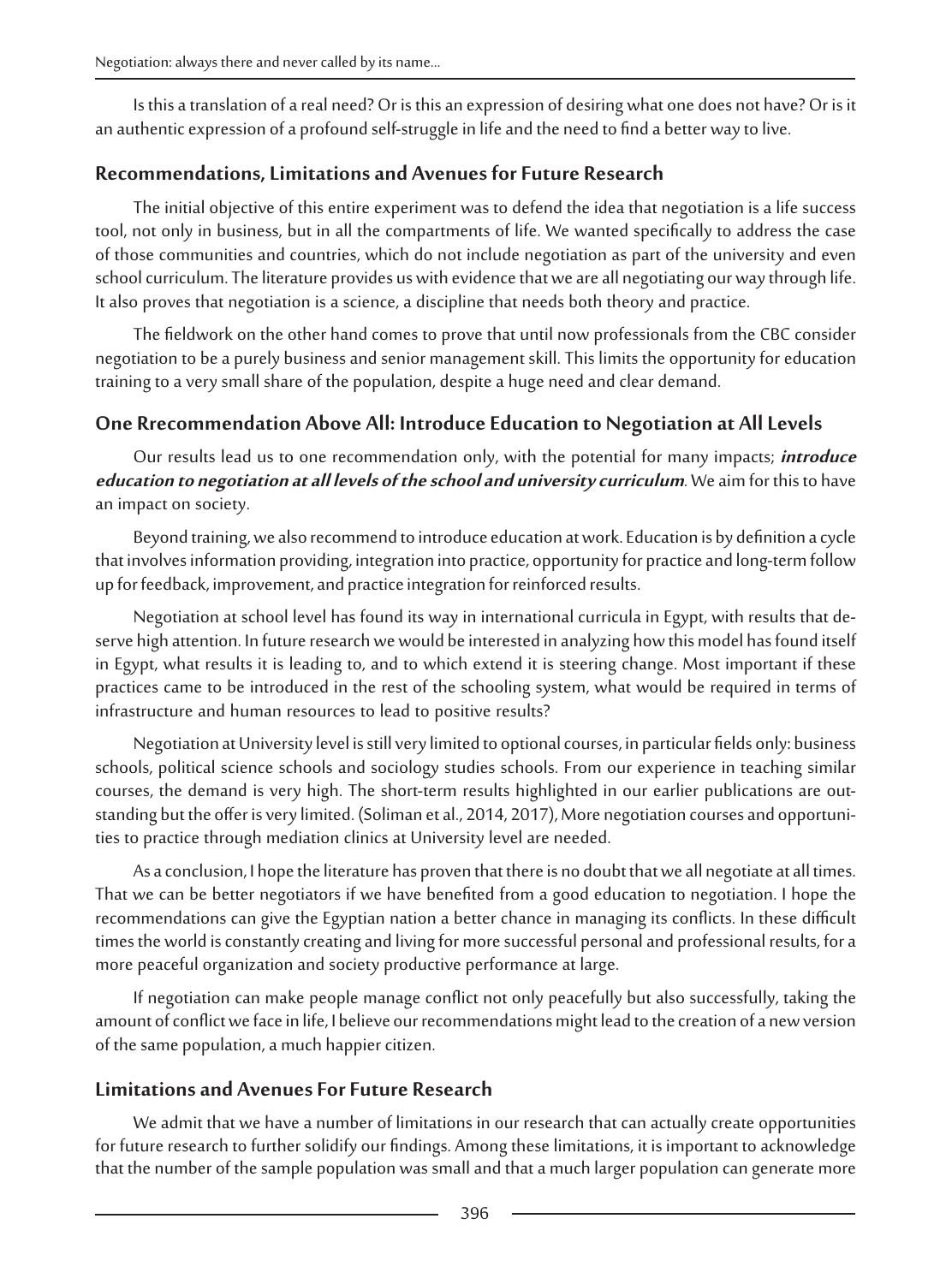Is this a translation of a real need? Or is this an expression of desiring what one does not have? Or is it an authentic expression of a profound self-struggle in life and the need to find a better way to live.

## Recommendations, Limitations and Avenues for Future Research

The initial objective of this entire experiment was to defend the idea that negotiation is a life success tool, not only in business, but in all the compartments of life. We wanted specifically to address the case of those communities and countries, which do not include negotiation as part of the university and even school curriculum. The literature provides us with evidence that we are all negotiating our way through life. It also proves that negotiation is a science, a discipline that needs both theory and practice.

The fieldwork on the other hand comes to prove that until now professionals from the CBC consider negotiation to be a purely business and senior management skill. This limits the opportunity for education training to a very small share of the population, despite a huge need and clear demand.

## One Rrecommendation Above All: Introduce Education to Negotiation at All Levels

Our results lead us to one recommendation only, with the potential for many impacts; ***introduce education to negotiation at all levels of the school and university curriculum***. We aim for this to have an impact on society.

Beyond training, we also recommend to introduce education at work. Education is by definition a cycle that involves information providing, integration into practice, opportunity for practice and long-term follow up for feedback, improvement, and practice integration for reinforced results.

Negotiation at school level has found its way in international curricula in Egypt, with results that deserve high attention. In future research we would be interested in analyzing how this model has found itself in Egypt, what results it is leading to, and to which extend it is steering change. Most important if these practices came to be introduced in the rest of the schooling system, what would be required in terms of infrastructure and human resources to lead to positive results?

Negotiation at University level is still very limited to optional courses, in particular fields only: business schools, political science schools and sociology studies schools. From our experience in teaching similar courses, the demand is very high. The short-term results highlighted in our earlier publications are outstanding but the offer is very limited. (Soliman et al., 2014, 2017), More negotiation courses and opportunities to practice through mediation clinics at University level are needed.

As a conclusion, I hope the literature has proven that there is no doubt that we all negotiate at all times. That we can be better negotiators if we have benefited from a good education to negotiation. I hope the recommendations can give the Egyptian nation a better chance in managing its conflicts. In these difficult times the world is constantly creating and living for more successful personal and professional results, for a more peaceful organization and society productive performance at large.

If negotiation can make people manage conflict not only peacefully but also successfully, taking the amount of conflict we face in life, I believe our recommendations might lead to the creation of a new version of the same population, a much happier citizen.

## Limitations and Avenues For Future Research

We admit that we have a number of limitations in our research that can actually create opportunities for future research to further solidify our findings. Among these limitations, it is important to acknowledge that the number of the sample population was small and that a much larger population can generate more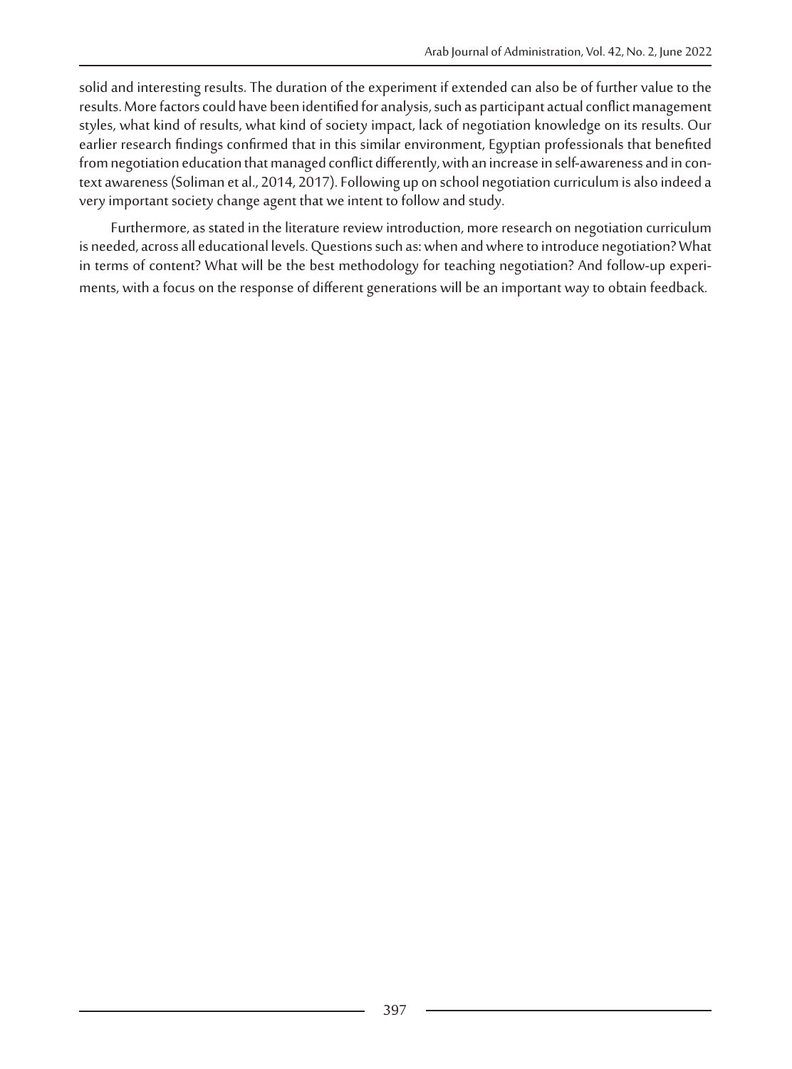solid and interesting results. The duration of the experiment if extended can also be of further value to the results. More factors could have been identified for analysis, such as participant actual conflict management styles, what kind of results, what kind of society impact, lack of negotiation knowledge on its results. Our earlier research findings confirmed that in this similar environment, Egyptian professionals that benefited from negotiation education that managed conflict differently, with an increase in self-awareness and in context awareness (Soliman et al., 2014, 2017). Following up on school negotiation curriculum is also indeed a very important society change agent that we intent to follow and study.

Furthermore, as stated in the literature review introduction, more research on negotiation curriculum is needed, across all educational levels. Questions such as: when and where to introduce negotiation? What in terms of content? What will be the best methodology for teaching negotiation? And follow-up experiments, with a focus on the response of different generations will be an important way to obtain feedback.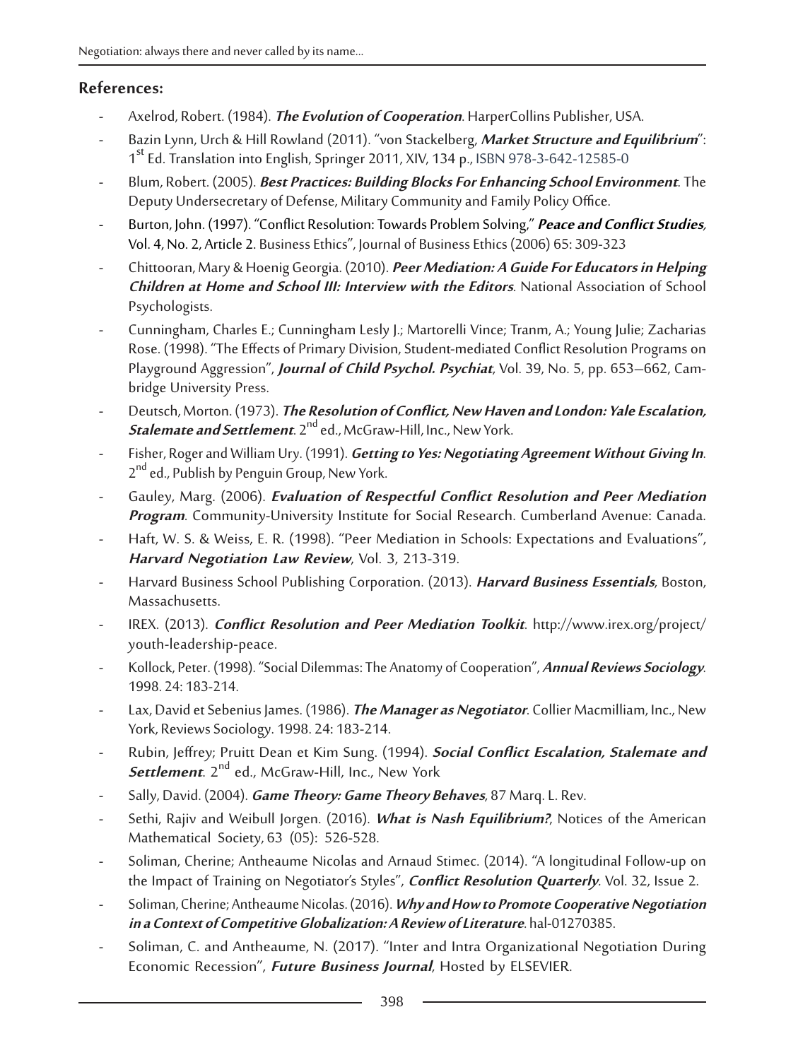## References:

- Axelrod, Robert. (1984). ***The Evolution of Cooperation***. HarperCollins Publisher, USA.
- Bazin Lynn, Urch & Hill Rowland (2011). "von Stackelberg, ***Market Structure and Equilibrium***": 1st Ed. Translation into English, Springer 2011, XIV, 134 p., ISBN 978-3-642-12585-0
- Blum, Robert. (2005). ***Best Practices: Building Blocks For Enhancing School Environment***. The Deputy Undersecretary of Defense, Military Community and Family Policy Office.
- Burton, John. (1997). "Conflict Resolution: Towards Problem Solving," ***Peace and Conflict Studies***, Vol. 4, No. 2, Article 2. Business Ethics", Journal of Business Ethics (2006) 65: 309-323
- Chittooran, Mary & Hoenig Georgia. (2010). ***Peer Mediation: A Guide For Educators in Helping Children at Home and School III: Interview with the Editors***. National Association of School Psychologists.
- Cunningham, Charles E.; Cunningham Lesly J.; Martorelli Vince; Tranm, A.; Young Julie; Zacharias Rose. (1998). "The Effects of Primary Division, Student-mediated Conflict Resolution Programs on Playground Aggression", ***Journal of Child Psychol. Psychiat***, Vol. 39, No. 5, pp. 653–662, Cambridge University Press.
- Deutsch, Morton. (1973). ***The Resolution of Conflict, New Haven and London: Yale Escalation, Stalemate and Settlement***. 2nd ed., McGraw-Hill, Inc., New York.
- Fisher, Roger and William Ury. (1991). ***Getting to Yes: Negotiating Agreement Without Giving In***. 2nd ed., Publish by Penguin Group, New York.
- Gauley, Marg. (2006). ***Evaluation of Respectful Conflict Resolution and Peer Mediation Program***. Community-University Institute for Social Research. Cumberland Avenue: Canada.
- Haft, W. S. & Weiss, E. R. (1998). "Peer Mediation in Schools: Expectations and Evaluations", ***Harvard Negotiation Law Review***, Vol. 3, 213-319.
- Harvard Business School Publishing Corporation. (2013). ***Harvard Business Essentials***, Boston, Massachusetts.
- IREX. (2013). ***Conflict Resolution and Peer Mediation Toolkit***. http://www.irex.org/project/youth-leadership-peace.
- Kollock, Peter. (1998). "Social Dilemmas: The Anatomy of Cooperation", ***Annual Reviews Sociology***. 1998. 24: 183-214.
- Lax, David et Sebenius James. (1986). ***The Manager as Negotiator***. Collier Macmilliam, Inc., New York, Reviews Sociology. 1998. 24: 183-214.
- Rubin, Jeffrey; Pruitt Dean et Kim Sung. (1994). ***Social Conflict Escalation, Stalemate and Settlement***. 2nd ed., McGraw-Hill, Inc., New York
- Sally, David. (2004). ***Game Theory: Game Theory Behaves***, 87 Marq. L. Rev.
- Sethi, Rajiv and Weibull Jorgen. (2016). ***What is Nash Equilibrium?***, Notices of the American Mathematical Society, 63 (05): 526-528.
- Soliman, Cherine; Antheaume Nicolas and Arnaud Stimec. (2014). "A longitudinal Follow-up on the Impact of Training on Negotiator's Styles", ***Conflict Resolution Quarterly***. Vol. 32, Issue 2.
- Soliman, Cherine; Antheaume Nicolas. (2016). ***Why and How to Promote Cooperative Negotiation in a Context of Competitive Globalization: A Review of Literature***. hal-01270385.
- Soliman, C. and Antheaume, N. (2017). "Inter and Intra Organizational Negotiation During Economic Recession", ***Future Business Journal***, Hosted by ELSEVIER.